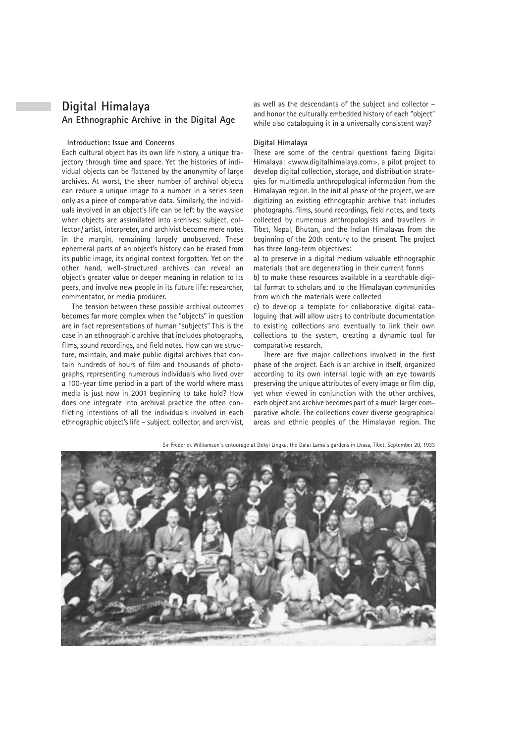# Digital Himalaya

## An Ethnographic Archive in the Digital Age

### Introduction: Issue and Concerns

Each cultural object has its own life history, a unique trajectory through time and space. Yet the histories of individual objects can be flattened by the anonymity of large archives. At worst, the sheer number of archival objects can reduce a unique image to a number in a series seen only as a piece of comparative data. Similarly, the individuals involved in an object's life can be left by the wayside when objects are assimilated into archives: subject, collector / artist, interpreter, and archivist become mere notes in the margin, remaining largely unobserved. These ephemeral parts of an object's history can be erased from its public image, its original context forgotten. Yet on the other hand, well-structured archives can reveal an object's greater value or deeper meaning in relation to its peers, and involve new people in its future life: researcher, commentator, or media producer.

The tension between these possible archival outcomes becomes far more complex when the "objects" in question are in fact representations of human "subjects" This is the case in an ethnographic archive that includes photographs, films, sound recordings, and field notes. How can we structure, maintain, and make public digital archives that contain hundreds of hours of film and thousands of photographs, representing numerous individuals who lived over a 100-year time period in a part of the world where mass media is just now in 2001 beginning to take hold? How does one integrate into archival practice the often conflicting intentions of all the individuals involved in each ethnographic object's life – subject, collector, and archivist, as well as the descendants of the subject and collector – and honor the culturally embedded history of each "object" while also cataloguing it in a universally consistent way?

### Digital Himalaya

These are some of the central questions facing Digital Himalaya: <www.digitalhimalaya.com>, a pilot project to develop digital collection, storage, and distribution strategies for multimedia anthropological information from the Himalayan region. In the initial phase of the project, we are digitizing an existing ethnographic archive that includes photographs, films, sound recordings, field notes, and texts collected by numerous anthropologists and travellers in Tibet, Nepal, Bhutan, and the Indian Himalayas from the beginning of the 20th century to the present. The project has three long-term objectives:

a) to preserve in a digital medium valuable ethnographic materials that are degenerating in their current forms

b) to make these resources available in a searchable digital format to scholars and to the Himalayan communities from which the materials were collected

c) to develop a template for collaborative digital cataloguing that will allow users to contribute documentation to existing collections and eventually to link their own collections to the system, creating a dynamic tool for comparative research.

There are five major collections involved in the first phase of the project. Each is an archive in itself, organized according to its own internal logic with an eye towards preserving the unique attributes of every image or film clip, yet when viewed in conjunction with the other archives, each object and archive becomes part of a much larger comparative whole. The collections cover diverse geographical areas and ethnic peoples of the Himalayan region. The

Sir Frederick Williamson's entourage at Dekyi Lingka, the Dalai Lama's gardens in Lhasa, Tibet, September 20, 1933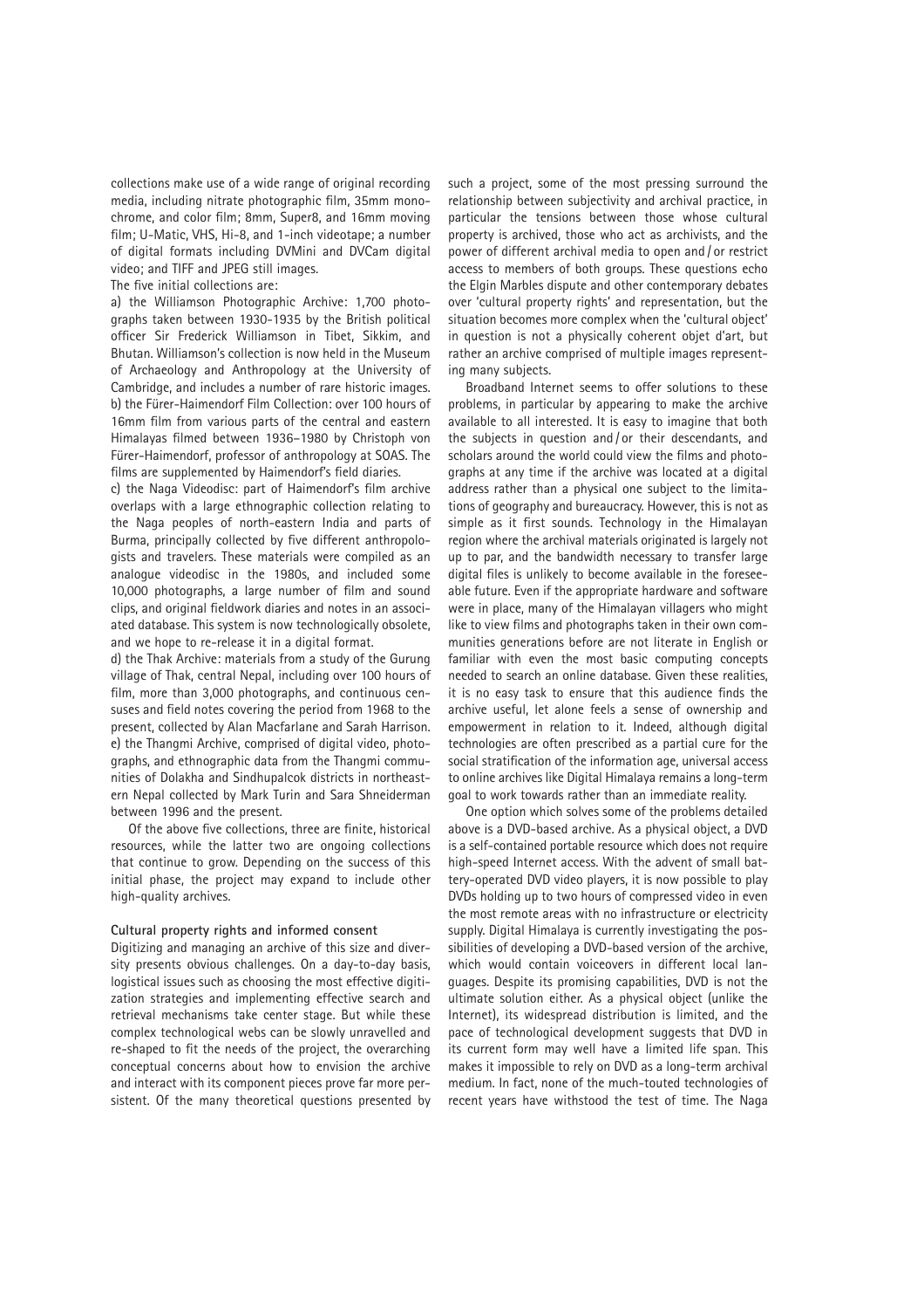collections make use of a wide range of original recording media, including nitrate photographic film, 35mm monochrome, and color film; 8mm, Super8, and 16mm moving film; U-Matic, VHS, Hi-8, and 1-inch videotape; a number of digital formats including DVMini and DVCam digital video; and TIFF and JPEG still images.

The five initial collections are:

a) the Williamson Photographic Archive: 1,700 photographs taken between 1930-1935 by the British political officer Sir Frederick Williamson in Tibet, Sikkim, and Bhutan. Williamson's collection is now held in the Museum of Archaeology and Anthropology at the University of Cambridge, and includes a number of rare historic images.

b) the Fürer-Haimendorf Film Collection: over 100 hours of 16mm film from various parts of the central and eastern Himalayas filmed between 1936–1980 by Christoph von Fürer-Haimendorf, professor of anthropology at SOAS. The films are supplemented by Haimendorf's field diaries.

c) the Naga Videodisc: part of Haimendorf's film archive overlaps with a large ethnographic collection relating to the Naga peoples of north-eastern India and parts of Burma, principally collected by five different anthropologists and travelers. These materials were compiled as an analogue videodisc in the 1980s, and included some 10,000 photographs, a large number of film and sound clips, and original fieldwork diaries and notes in an associated database. This system is now technologically obsolete, and we hope to re-release it in a digital format.

d) the Thak Archive: materials from a study of the Gurung village of Thak, central Nepal, including over 100 hours of film, more than 3,000 photographs, and continuous censuses and field notes covering the period from 1968 to the present, collected by Alan Macfarlane and Sarah Harrison.

e) the Thangmi Archive, comprised of digital video, photographs, and ethnographic data from the Thangmi communities of Dolakha and Sindhupalcok districts in northeastern Nepal collected by Mark Turin and Sara Shneiderman between 1996 and the present.

Of the above five collections, three are finite, historical resources, while the latter two are ongoing collections that continue to grow. Depending on the success of this initial phase, the project may expand to include other high-quality archives.

**Cultural property rights and informed consent**

Digitizing and managing an archive of this size and diversity presents obvious challenges. On a day-to-day basis, logistical issues such as choosing the most effective digitization strategies and implementing effective search and retrieval mechanisms take center stage. But while these complex technological webs can be slowly unravelled and re-shaped to fit the needs of the project, the overarching conceptual concerns about how to envision the archive and interact with its component pieces prove far more persistent. Of the many theoretical questions presented by such a project, some of the most pressing surround the relationship between subjectivity and archival practice, in particular the tensions between those whose cultural property is archived, those who act as archivists, and the power of different archival media to open and / or restrict access to members of both groups. These questions echo the Elgin Marbles dispute and other contemporary debates over 'cultural property rights' and representation, but the situation becomes more complex when the 'cultural object' in question is not a physically coherent objet d'art, but rather an archive comprised of multiple images representing many subjects.

Broadband Internet seems to offer solutions to these problems, in particular by appearing to make the archive available to all interested. It is easy to imagine that both the subjects in question and / or their descendants, and scholars around the world could view the films and photographs at any time if the archive was located at a digital address rather than a physical one subject to the limitations of geography and bureaucracy. However, this is not as simple as it first sounds. Technology in the Himalayan region where the archival materials originated is largely not up to par, and the bandwidth necessary to transfer large digital files is unlikely to become available in the foreseeable future. Even if the appropriate hardware and software were in place, many of the Himalayan villagers who might like to view films and photographs taken in their own communities generations before are not literate in English or familiar with even the most basic computing concepts needed to search an online database. Given these realities, it is no easy task to ensure that this audience finds the archive useful, let alone feels a sense of ownership and empowerment in relation to it. Indeed, although digital technologies are often prescribed as a partial cure for the social stratification of the information age, universal access to online archives like Digital Himalaya remains a long-term goal to work towards rather than an immediate reality.

One option which solves some of the problems detailed above is a DVD-based archive. As a physical object, a DVD is a self-contained portable resource which does not require high-speed Internet access. With the advent of small battery-operated DVD video players, it is now possible to play DVDs holding up to two hours of compressed video in even the most remote areas with no infrastructure or electricity supply. Digital Himalaya is currently investigating the possibilities of developing a DVD-based version of the archive, which would contain voiceovers in different local languages. Despite its promising capabilities, DVD is not the ultimate solution either. As a physical object (unlike the Internet), its widespread distribution is limited, and the pace of technological development suggests that DVD in its current form may well have a limited life span. This makes it impossible to rely on DVD as a long-term archival medium. In fact, none of the much-touted technologies of recent years have withstood the test of time. The Naga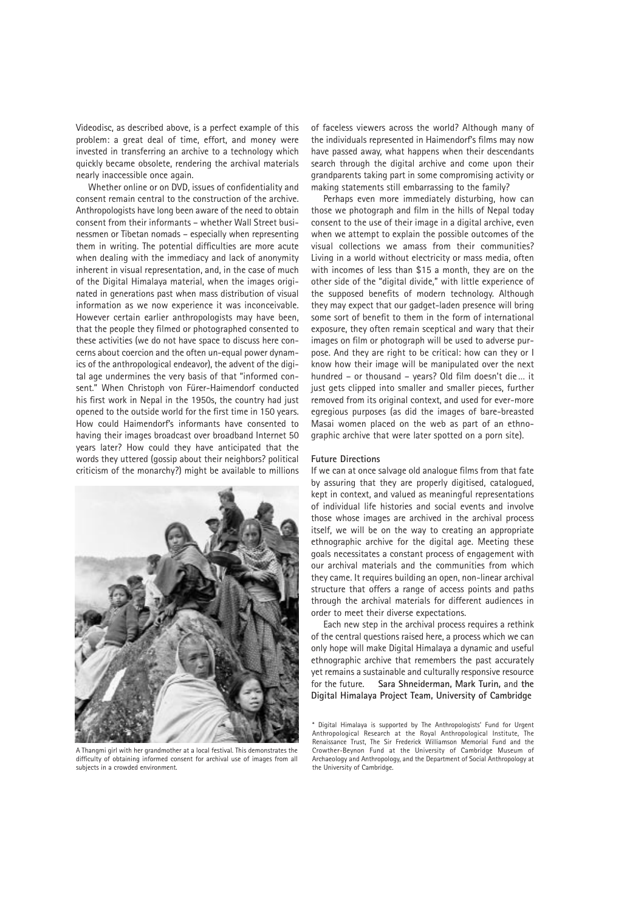Videodisc, as described above, is a perfect example of this problem: a great deal of time, effort, and money were invested in transferring an archive to a technology which quickly became obsolete, rendering the archival materials nearly inaccessible once again.

Whether online or on DVD, issues of confidentiality and consent remain central to the construction of the archive. Anthropologists have long been aware of the need to obtain consent from their informants – whether Wall Street businessmen or Tibetan nomads – especially when representing them in writing. The potential difficulties are more acute when dealing with the immediacy and lack of anonymity inherent in visual representation, and, in the case of much of the Digital Himalaya material, when the images originated in generations past when mass distribution of visual information as we now experience it was inconceivable. However certain earlier anthropologists may have been, that the people they filmed or photographed consented to these activities (we do not have space to discuss here concerns about coercion and the often un-equal power dynamics of the anthropological endeavor), the advent of the digital age undermines the very basis of that "informed consent." When Christoph von Fürer-Haimendorf conducted his first work in Nepal in the 1950s, the country had just opened to the outside world for the first time in 150 years. How could Haimendorf's informants have consented to having their images broadcast over broadband Internet 50 years later? How could they have anticipated that the words they uttered (gossip about their neighbors? political criticism of the monarchy?) might be available to millions of faceless viewers across the world? Although many of the individuals represented in Haimendorf's films may now have passed away, what happens when their descendants search through the digital archive and come upon their grandparents taking part in some compromising activity or making statements still embarrassing to the family?

A Thangmi girl with her grandmother at a local festival. This demonstrates the difficulty of obtaining informed consent for archival use of images from all subjects in a crowded environment.

Perhaps even more immediately disturbing, how can those we photograph and film in the hills of Nepal today consent to the use of their image in a digital archive, even when we attempt to explain the possible outcomes of the visual collections we amass from their communities? Living in a world without electricity or mass media, often with incomes of less than $15 a month, they are on the other side of the "digital divide," with little experience of the supposed benefits of modern technology. Although they may expect that our gadget-laden presence will bring some sort of benefit to them in the form of international exposure, they often remain sceptical and wary that their images on film or photograph will be used to adverse purpose. And they are right to be critical: how can they or I know how their image will be manipulated over the next hundred – or thousand – years? Old film doesn't die… it just gets clipped into smaller and smaller pieces, further removed from its original context, and used for ever-more egregious purposes (as did the images of bare-breasted Masai women placed on the web as part of an ethnographic archive that were later spotted on a porn site).

**Future Directions**

If we can at once salvage old analogue films from that fate by assuring that they are properly digitised, catalogued, kept in context, and valued as meaningful representations of individual life histories and social events and involve those whose images are archived in the archival process itself, we will be on the way to creating an appropriate ethnographic archive for the digital age. Meeting these goals necessitates a constant process of engagement with our archival materials and the communities from which they came. It requires building an open, non-linear archival structure that offers a range of access points and paths through the archival materials for different audiences in order to meet their diverse expectations.

Each new step in the archival process requires a rethink of the central questions raised here, a process which we can only hope will make Digital Himalaya a dynamic and useful ethnographic archive that remembers the past accurately yet remains a sustainable and culturally responsive resource for the future. **Sara Shneiderman, Mark Turin,** and **the Digital Himalaya Project Team, University of Cambridge**

\* Digital Himalaya is supported by The Anthropologists' Fund for Urgent Anthropological Research at the Royal Anthropological Institute, The Renaissance Trust, The Sir Frederick Williamson Memorial Fund and the Crowther-Beynon Fund at the University of Cambridge Museum of Archaeology and Anthropology, and the Department of Social Anthropology at the University of Cambridge.